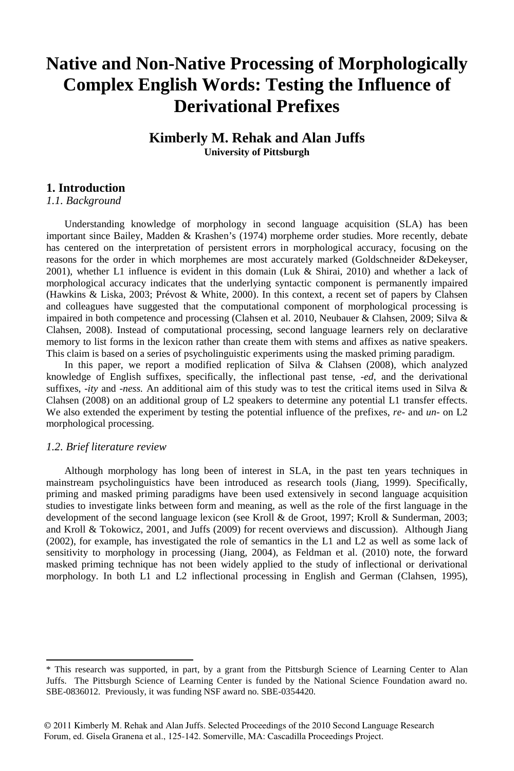# Native and Non-Native Processing of Morphologically Complex English Words: Testing the Influence of Derivational Prefixes

**Kimberly M. Rehak and Alan Juffs**
**University of Pittsburgh**

## 1. Introduction

### *1.1. Background*

Understanding knowledge of morphology in second language acquisition (SLA) has been important since Bailey, Madden & Krashen's (1974) morpheme order studies. More recently, debate has centered on the interpretation of persistent errors in morphological accuracy, focusing on the reasons for the order in which morphemes are most accurately marked (Goldschneider &Dekeyser, 2001), whether L1 influence is evident in this domain (Luk & Shirai, 2010) and whether a lack of morphological accuracy indicates that the underlying syntactic component is permanently impaired (Hawkins & Liska, 2003; Prévost & White, 2000). In this context, a recent set of papers by Clahsen and colleagues have suggested that the computational component of morphological processing is impaired in both competence and processing (Clahsen et al. 2010, Neubauer & Clahsen, 2009; Silva & Clahsen, 2008). Instead of computational processing, second language learners rely on declarative memory to list forms in the lexicon rather than create them with stems and affixes as native speakers. This claim is based on a series of psycholinguistic experiments using the masked priming paradigm.

In this paper, we report a modified replication of Silva & Clahsen (2008), which analyzed knowledge of English suffixes, specifically, the inflectional past tense, *-ed*, and the derivational suffixes, *-ity* and *-ness.* An additional aim of this study was to test the critical items used in Silva & Clahsen (2008) on an additional group of L2 speakers to determine any potential L1 transfer effects. We also extended the experiment by testing the potential influence of the prefixes, *re-* and *un-* on L2 morphological processing.

### *1.2. Brief literature review*

Although morphology has long been of interest in SLA, in the past ten years techniques in mainstream psycholinguistics have been introduced as research tools (Jiang, 1999). Specifically, priming and masked priming paradigms have been used extensively in second language acquisition studies to investigate links between form and meaning, as well as the role of the first language in the development of the second language lexicon (see Kroll & de Groot, 1997; Kroll & Sunderman, 2003; and Kroll & Tokowicz, 2001, and Juffs (2009) for recent overviews and discussion). Although Jiang (2002), for example, has investigated the role of semantics in the L1 and L2 as well as some lack of sensitivity to morphology in processing (Jiang, 2004), as Feldman et al. (2010) note, the forward masked priming technique has not been widely applied to the study of inflectional or derivational morphology. In both L1 and L2 inflectional processing in English and German (Clahsen, 1995),

---

\* This research was supported, in part, by a grant from the Pittsburgh Science of Learning Center to Alan Juffs. The Pittsburgh Science of Learning Center is funded by the National Science Foundation award no. SBE-0836012. Previously, it was funding NSF award no. SBE-0354420.

© 2011 Kimberly M. Rehak and Alan Juffs. Selected Proceedings of the 2010 Second Language Research Forum, ed. Gisela Granena et al., 125-142. Somerville, MA: Cascadilla Proceedings Project.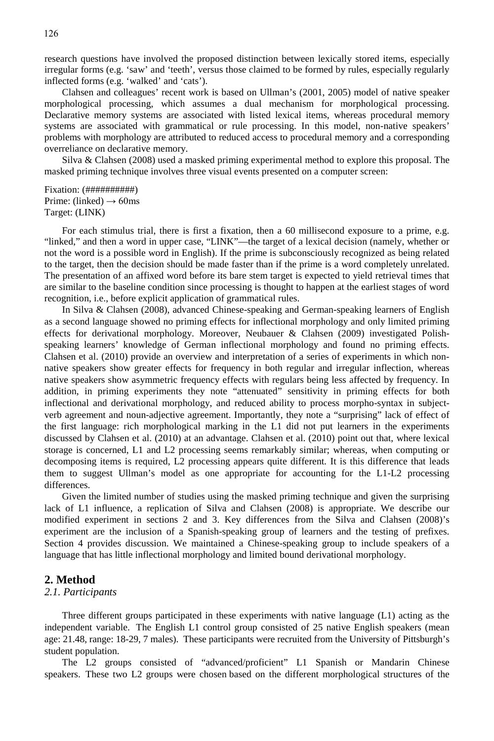research questions have involved the proposed distinction between lexically stored items, especially irregular forms (e.g. 'saw' and 'teeth', versus those claimed to be formed by rules, especially regularly inflected forms (e.g. 'walked' and 'cats').

Clahsen and colleagues' recent work is based on Ullman's (2001, 2005) model of native speaker morphological processing, which assumes a dual mechanism for morphological processing. Declarative memory systems are associated with listed lexical items, whereas procedural memory systems are associated with grammatical or rule processing. In this model, non-native speakers' problems with morphology are attributed to reduced access to procedural memory and a corresponding overreliance on declarative memory.

Silva & Clahsen (2008) used a masked priming experimental method to explore this proposal. The masked priming technique involves three visual events presented on a computer screen:

Fixation: (##########)
Prime: (linked) → 60ms
Target: (LINK)

For each stimulus trial, there is first a fixation, then a 60 millisecond exposure to a prime, e.g. "linked," and then a word in upper case, "LINK"—the target of a lexical decision (namely, whether or not the word is a possible word in English). If the prime is subconsciously recognized as being related to the target, then the decision should be made faster than if the prime is a word completely unrelated. The presentation of an affixed word before its bare stem target is expected to yield retrieval times that are similar to the baseline condition since processing is thought to happen at the earliest stages of word recognition, i.e., before explicit application of grammatical rules.

In Silva & Clahsen (2008), advanced Chinese-speaking and German-speaking learners of English as a second language showed no priming effects for inflectional morphology and only limited priming effects for derivational morphology. Moreover, Neubauer & Clahsen (2009) investigated Polish-speaking learners' knowledge of German inflectional morphology and found no priming effects. Clahsen et al. (2010) provide an overview and interpretation of a series of experiments in which non-native speakers show greater effects for frequency in both regular and irregular inflection, whereas native speakers show asymmetric frequency effects with regulars being less affected by frequency. In addition, in priming experiments they note "attenuated" sensitivity in priming effects for both inflectional and derivational morphology, and reduced ability to process morpho-syntax in subject-verb agreement and noun-adjective agreement. Importantly, they note a "surprising" lack of effect of the first language: rich morphological marking in the L1 did not put learners in the experiments discussed by Clahsen et al. (2010) at an advantage. Clahsen et al. (2010) point out that, where lexical storage is concerned, L1 and L2 processing seems remarkably similar; whereas, when computing or decomposing items is required, L2 processing appears quite different. It is this difference that leads them to suggest Ullman's model as one appropriate for accounting for the L1-L2 processing differences.

Given the limited number of studies using the masked priming technique and given the surprising lack of L1 influence, a replication of Silva and Clahsen (2008) is appropriate. We describe our modified experiment in sections 2 and 3. Key differences from the Silva and Clahsen (2008)'s experiment are the inclusion of a Spanish-speaking group of learners and the testing of prefixes. Section 4 provides discussion. We maintained a Chinese-speaking group to include speakers of a language that has little inflectional morphology and limited bound derivational morphology.

## 2. Method

### *2.1. Participants*

Three different groups participated in these experiments with native language (L1) acting as the independent variable. The English L1 control group consisted of 25 native English speakers (mean age: 21.48, range: 18-29, 7 males). These participants were recruited from the University of Pittsburgh's student population.

The L2 groups consisted of "advanced/proficient" L1 Spanish or Mandarin Chinese speakers. These two L2 groups were chosen based on the different morphological structures of the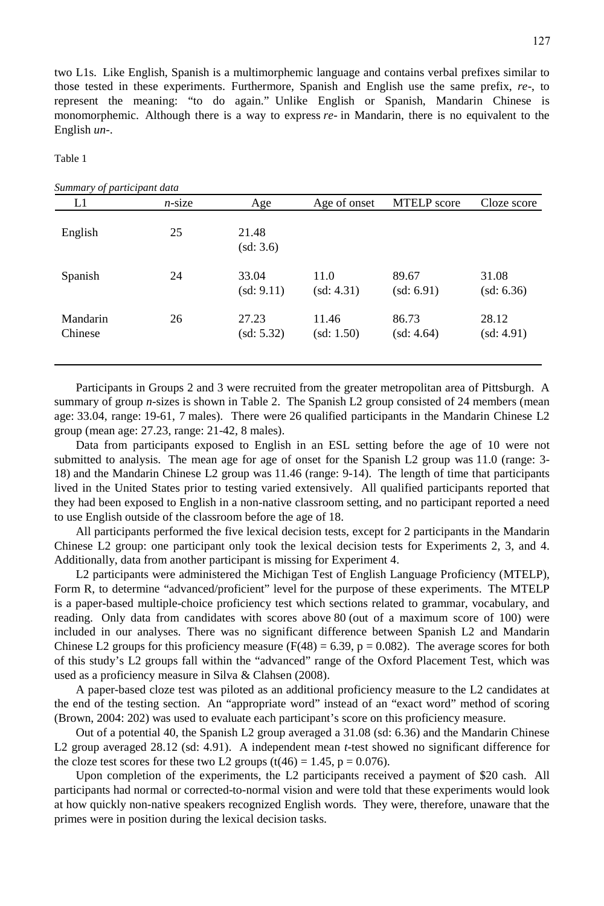two L1s. Like English, Spanish is a multimorphemic language and contains verbal prefixes similar to those tested in these experiments. Furthermore, Spanish and English use the same prefix, *re-*, to represent the meaning: "to do again." Unlike English or Spanish, Mandarin Chinese is monomorphemic. Although there is a way to express *re-* in Mandarin, there is no equivalent to the English *un-*.

Table 1

*Summary of participant data*

| L1 | *n*-size | Age | Age of onset | MTELP score | Cloze score |
|---|---|---|---|---|---|
| English | 25 | 21.48 (sd: 3.6) | | | |
| Spanish | 24 | 33.04 (sd: 9.11) | 11.0 (sd: 4.31) | 89.67 (sd: 6.91) | 31.08 (sd: 6.36) |
| Mandarin Chinese | 26 | 27.23 (sd: 5.32) | 11.46 (sd: 1.50) | 86.73 (sd: 4.64) | 28.12 (sd: 4.91) |

Participants in Groups 2 and 3 were recruited from the greater metropolitan area of Pittsburgh. A summary of group *n*-sizes is shown in Table 2. The Spanish L2 group consisted of 24 members (mean age: 33.04, range: 19-61, 7 males). There were 26 qualified participants in the Mandarin Chinese L2 group (mean age: 27.23, range: 21-42, 8 males).

Data from participants exposed to English in an ESL setting before the age of 10 were not submitted to analysis. The mean age for age of onset for the Spanish L2 group was 11.0 (range: 3-18) and the Mandarin Chinese L2 group was 11.46 (range: 9-14). The length of time that participants lived in the United States prior to testing varied extensively. All qualified participants reported that they had been exposed to English in a non-native classroom setting, and no participant reported a need to use English outside of the classroom before the age of 18.

All participants performed the five lexical decision tests, except for 2 participants in the Mandarin Chinese L2 group: one participant only took the lexical decision tests for Experiments 2, 3, and 4. Additionally, data from another participant is missing for Experiment 4.

L2 participants were administered the Michigan Test of English Language Proficiency (MTELP), Form R, to determine "advanced/proficient" level for the purpose of these experiments. The MTELP is a paper-based multiple-choice proficiency test which sections related to grammar, vocabulary, and reading. Only data from candidates with scores above 80 (out of a maximum score of 100) were included in our analyses. There was no significant difference between Spanish L2 and Mandarin Chinese L2 groups for this proficiency measure ($F(48) = 6.39$, $p = 0.082$). The average scores for both of this study's L2 groups fall within the "advanced" range of the Oxford Placement Test, which was used as a proficiency measure in Silva & Clahsen (2008).

A paper-based cloze test was piloted as an additional proficiency measure to the L2 candidates at the end of the testing section. An "appropriate word" instead of an "exact word" method of scoring (Brown, 2004: 202) was used to evaluate each participant's score on this proficiency measure.

Out of a potential 40, the Spanish L2 group averaged a 31.08 (sd: 6.36) and the Mandarin Chinese L2 group averaged 28.12 (sd: 4.91). A independent mean *t*-test showed no significant difference for the cloze test scores for these two L2 groups ($t(46) = 1.45$, $p = 0.076$).

Upon completion of the experiments, the L2 participants received a payment of $20 cash. All participants had normal or corrected-to-normal vision and were told that these experiments would look at how quickly non-native speakers recognized English words. They were, therefore, unaware that the primes were in position during the lexical decision tasks.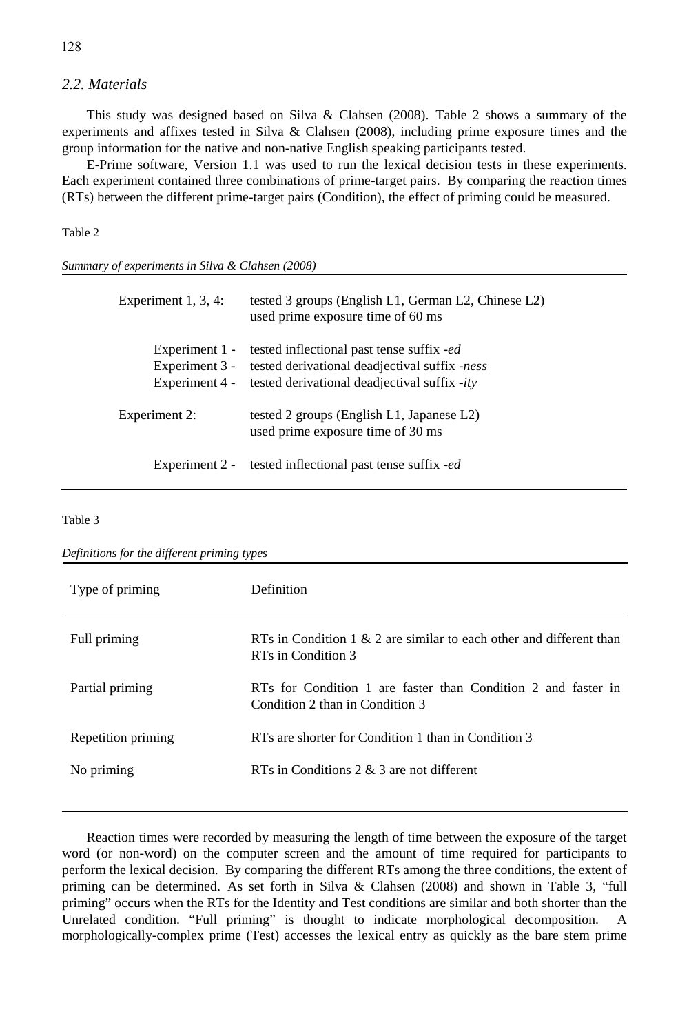### 2.2. Materials

This study was designed based on Silva & Clahsen (2008). Table 2 shows a summary of the experiments and affixes tested in Silva & Clahsen (2008), including prime exposure times and the group information for the native and non-native English speaking participants tested.

E-Prime software, Version 1.1 was used to run the lexical decision tests in these experiments. Each experiment contained three combinations of prime-target pairs. By comparing the reaction times (RTs) between the different prime-target pairs (Condition), the effect of priming could be measured.

Table 2

*Summary of experiments in Silva & Clahsen (2008)*

| | |
|---|---|
| Experiment 1, 3, 4: | tested 3 groups (English L1, German L2, Chinese L2) used prime exposure time of 60 ms |
| Experiment 1 - | tested inflectional past tense suffix *-ed* |
| Experiment 3 - | tested derivational deadjectival suffix *-ness* |
| Experiment 4 - | tested derivational deadjectival suffix *-ity* |
| Experiment 2: | tested 2 groups (English L1, Japanese L2) used prime exposure time of 30 ms |
| Experiment 2 - | tested inflectional past tense suffix *-ed* |

Table 3

*Definitions for the different priming types*

| Type of priming | Definition |
|---|---|
| Full priming | RTs in Condition 1 & 2 are similar to each other and different than RTs in Condition 3 |
| Partial priming | RTs for Condition 1 are faster than Condition 2 and faster in Condition 2 than in Condition 3 |
| Repetition priming | RTs are shorter for Condition 1 than in Condition 3 |
| No priming | RTs in Conditions 2 & 3 are not different |

Reaction times were recorded by measuring the length of time between the exposure of the target word (or non-word) on the computer screen and the amount of time required for participants to perform the lexical decision. By comparing the different RTs among the three conditions, the extent of priming can be determined. As set forth in Silva & Clahsen (2008) and shown in Table 3, "full priming" occurs when the RTs for the Identity and Test conditions are similar and both shorter than the Unrelated condition. "Full priming" is thought to indicate morphological decomposition. A morphologically-complex prime (Test) accesses the lexical entry as quickly as the bare stem prime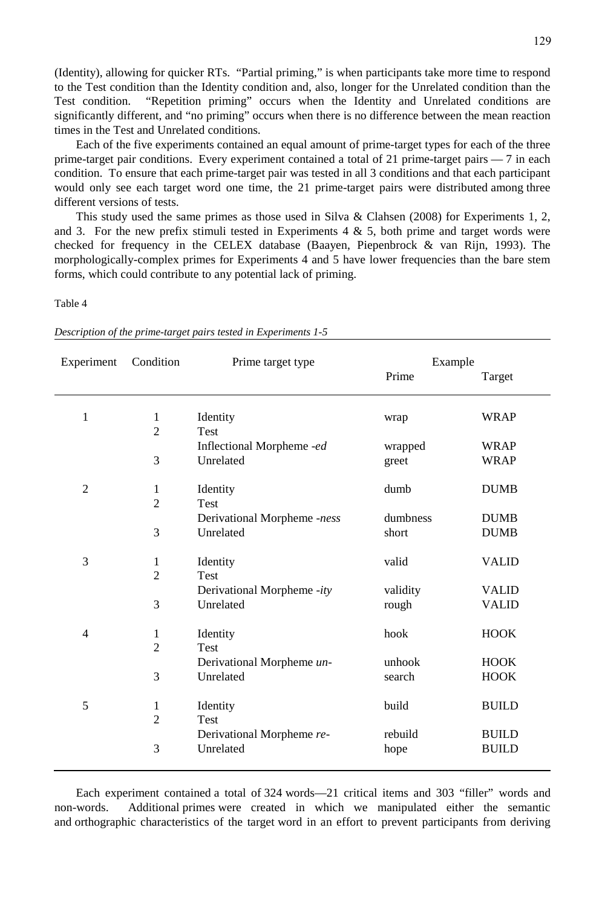(Identity), allowing for quicker RTs. "Partial priming," is when participants take more time to respond to the Test condition than the Identity condition and, also, longer for the Unrelated condition than the Test condition. "Repetition priming" occurs when the Identity and Unrelated conditions are significantly different, and "no priming" occurs when there is no difference between the mean reaction times in the Test and Unrelated conditions.

Each of the five experiments contained an equal amount of prime-target types for each of the three prime-target pair conditions. Every experiment contained a total of 21 prime-target pairs — 7 in each condition. To ensure that each prime-target pair was tested in all 3 conditions and that each participant would only see each target word one time, the 21 prime-target pairs were distributed among three different versions of tests.

This study used the same primes as those used in Silva & Clahsen (2008) for Experiments 1, 2, and 3. For the new prefix stimuli tested in Experiments 4 & 5, both prime and target words were checked for frequency in the CELEX database (Baayen, Piepenbrock & van Rijn, 1993). The morphologically-complex primes for Experiments 4 and 5 have lower frequencies than the bare stem forms, which could contribute to any potential lack of priming.

Table 4

*Description of the prime-target pairs tested in Experiments 1-5*

| Experiment | Condition | Prime target type | Example | |
|---|---|---|---|---|
| | | | Prime | Target |
| 1 | 1 | Identity | wrap | WRAP |
| | 2 | Test | | |
| | | Inflectional Morpheme *-ed* | wrapped | WRAP |
| | 3 | Unrelated | greet | WRAP |
| 2 | 1 | Identity | dumb | DUMB |
| | 2 | Test | | |
| | | Derivational Morpheme *-ness* | dumbness | DUMB |
| | 3 | Unrelated | short | DUMB |
| 3 | 1 | Identity | valid | VALID |
| | 2 | Test | | |
| | | Derivational Morpheme *-ity* | validity | VALID |
| | 3 | Unrelated | rough | VALID |
| 4 | 1 | Identity | hook | HOOK |
| | 2 | Test | | |
| | | Derivational Morpheme *un-* | unhook | HOOK |
| | 3 | Unrelated | search | HOOK |
| 5 | 1 | Identity | build | BUILD |
| | 2 | Test | | |
| | | Derivational Morpheme *re-* | rebuild | BUILD |
| | 3 | Unrelated | hope | BUILD |

Each experiment contained a total of 324 words—21 critical items and 303 "filler" words and non-words. Additional primes were created in which we manipulated either the semantic and orthographic characteristics of the target word in an effort to prevent participants from deriving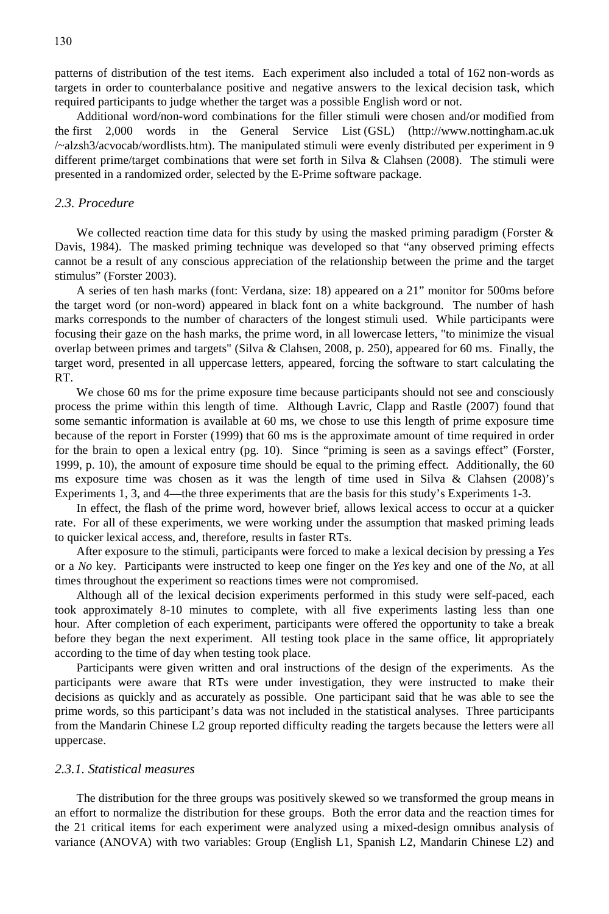patterns of distribution of the test items. Each experiment also included a total of 162 non-words as targets in order to counterbalance positive and negative answers to the lexical decision task, which required participants to judge whether the target was a possible English word or not.

Additional word/non-word combinations for the filler stimuli were chosen and/or modified from the first 2,000 words in the General Service List (GSL) (http://www.nottingham.ac.uk /~alzsh3/acvocab/wordlists.htm). The manipulated stimuli were evenly distributed per experiment in 9 different prime/target combinations that were set forth in Silva & Clahsen (2008). The stimuli were presented in a randomized order, selected by the E-Prime software package.

### *2.3. Procedure*

We collected reaction time data for this study by using the masked priming paradigm (Forster & Davis, 1984). The masked priming technique was developed so that "any observed priming effects cannot be a result of any conscious appreciation of the relationship between the prime and the target stimulus" (Forster 2003).

A series of ten hash marks (font: Verdana, size: 18) appeared on a 21" monitor for 500ms before the target word (or non-word) appeared in black font on a white background. The number of hash marks corresponds to the number of characters of the longest stimuli used. While participants were focusing their gaze on the hash marks, the prime word, in all lowercase letters, "to minimize the visual overlap between primes and targets" (Silva & Clahsen, 2008, p. 250), appeared for 60 ms. Finally, the target word, presented in all uppercase letters, appeared, forcing the software to start calculating the RT.

We chose 60 ms for the prime exposure time because participants should not see and consciously process the prime within this length of time. Although Lavric, Clapp and Rastle (2007) found that some semantic information is available at 60 ms, we chose to use this length of prime exposure time because of the report in Forster (1999) that 60 ms is the approximate amount of time required in order for the brain to open a lexical entry (pg. 10). Since "priming is seen as a savings effect" (Forster, 1999, p. 10), the amount of exposure time should be equal to the priming effect. Additionally, the 60 ms exposure time was chosen as it was the length of time used in Silva & Clahsen (2008)'s Experiments 1, 3, and 4—the three experiments that are the basis for this study's Experiments 1-3.

In effect, the flash of the prime word, however brief, allows lexical access to occur at a quicker rate. For all of these experiments, we were working under the assumption that masked priming leads to quicker lexical access, and, therefore, results in faster RTs.

After exposure to the stimuli, participants were forced to make a lexical decision by pressing a *Yes* or a *No* key. Participants were instructed to keep one finger on the *Yes* key and one of the *No*, at all times throughout the experiment so reactions times were not compromised.

Although all of the lexical decision experiments performed in this study were self-paced, each took approximately 8-10 minutes to complete, with all five experiments lasting less than one hour. After completion of each experiment, participants were offered the opportunity to take a break before they began the next experiment. All testing took place in the same office, lit appropriately according to the time of day when testing took place.

Participants were given written and oral instructions of the design of the experiments. As the participants were aware that RTs were under investigation, they were instructed to make their decisions as quickly and as accurately as possible. One participant said that he was able to see the prime words, so this participant's data was not included in the statistical analyses. Three participants from the Mandarin Chinese L2 group reported difficulty reading the targets because the letters were all uppercase.

#### *2.3.1. Statistical measures*

The distribution for the three groups was positively skewed so we transformed the group means in an effort to normalize the distribution for these groups. Both the error data and the reaction times for the 21 critical items for each experiment were analyzed using a mixed-design omnibus analysis of variance (ANOVA) with two variables: Group (English L1, Spanish L2, Mandarin Chinese L2) and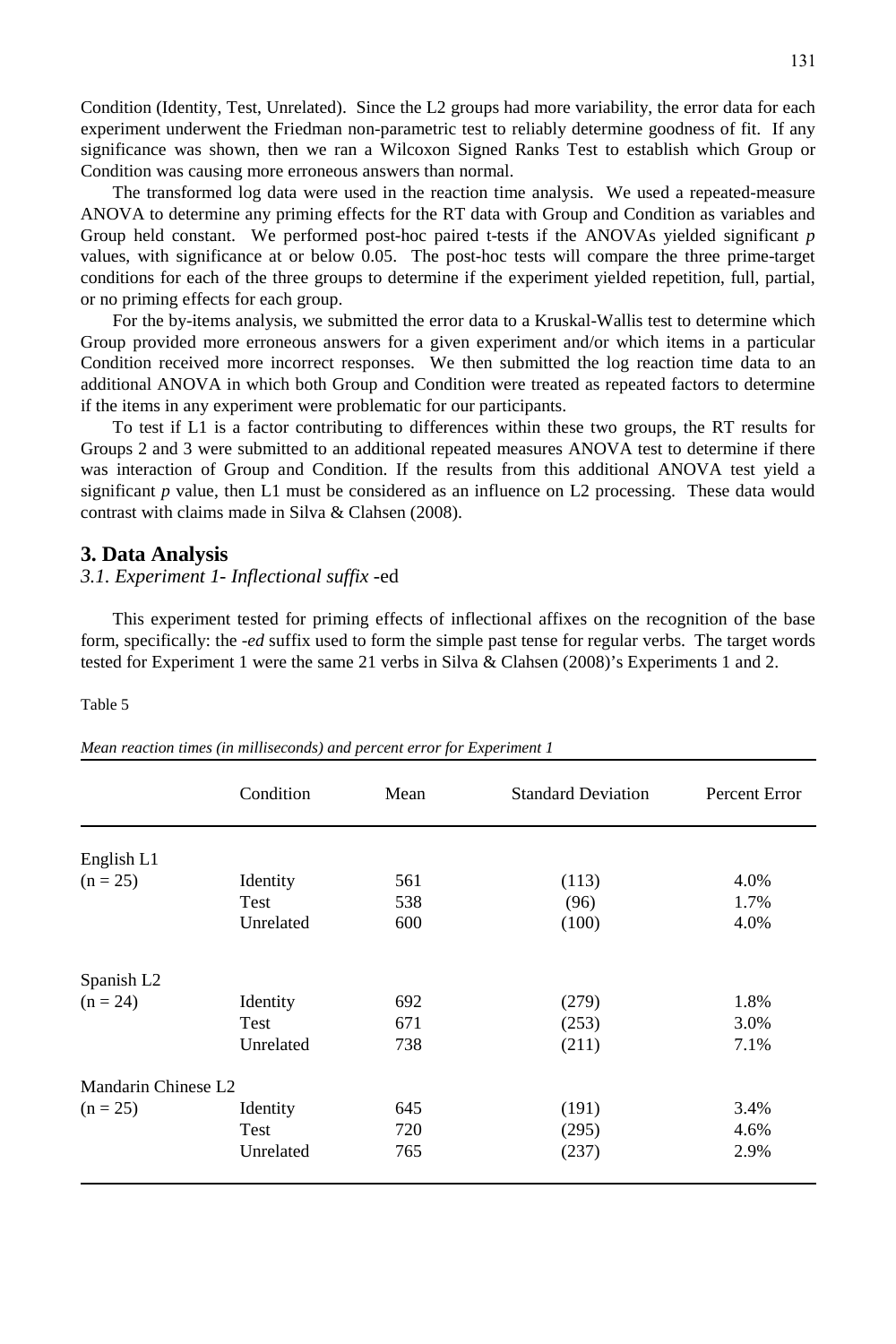Condition (Identity, Test, Unrelated). Since the L2 groups had more variability, the error data for each experiment underwent the Friedman non-parametric test to reliably determine goodness of fit. If any significance was shown, then we ran a Wilcoxon Signed Ranks Test to establish which Group or Condition was causing more erroneous answers than normal.

The transformed log data were used in the reaction time analysis. We used a repeated-measure ANOVA to determine any priming effects for the RT data with Group and Condition as variables and Group held constant. We performed post-hoc paired t-tests if the ANOVAs yielded significant $p$ values, with significance at or below 0.05. The post-hoc tests will compare the three prime-target conditions for each of the three groups to determine if the experiment yielded repetition, full, partial, or no priming effects for each group.

For the by-items analysis, we submitted the error data to a Kruskal-Wallis test to determine which Group provided more erroneous answers for a given experiment and/or which items in a particular Condition received more incorrect responses. We then submitted the log reaction time data to an additional ANOVA in which both Group and Condition were treated as repeated factors to determine if the items in any experiment were problematic for our participants.

To test if L1 is a factor contributing to differences within these two groups, the RT results for Groups 2 and 3 were submitted to an additional repeated measures ANOVA test to determine if there was interaction of Group and Condition. If the results from this additional ANOVA test yield a significant $p$ value, then L1 must be considered as an influence on L2 processing. These data would contrast with claims made in Silva & Clahsen (2008).

## 3. Data Analysis

### *3.1. Experiment 1- Inflectional suffix* -ed

This experiment tested for priming effects of inflectional affixes on the recognition of the base form, specifically: the *-ed* suffix used to form the simple past tense for regular verbs. The target words tested for Experiment 1 were the same 21 verbs in Silva & Clahsen (2008)'s Experiments 1 and 2.

Table 5

*Mean reaction times (in milliseconds) and percent error for Experiment 1*

| | Condition | Mean | Standard Deviation | Percent Error |
|---|---|---|---|---|
| English L1 | | | | |
| (n = 25) | Identity | 561 | (113) | 4.0% |
| | Test | 538 | (96) | 1.7% |
| | Unrelated | 600 | (100) | 4.0% |
| Spanish L2 | | | | |
| (n = 24) | Identity | 692 | (279) | 1.8% |
| | Test | 671 | (253) | 3.0% |
| | Unrelated | 738 | (211) | 7.1% |
| Mandarin Chinese L2 | | | | |
| (n = 25) | Identity | 645 | (191) | 3.4% |
| | Test | 720 | (295) | 4.6% |
| | Unrelated | 765 | (237) | 2.9% |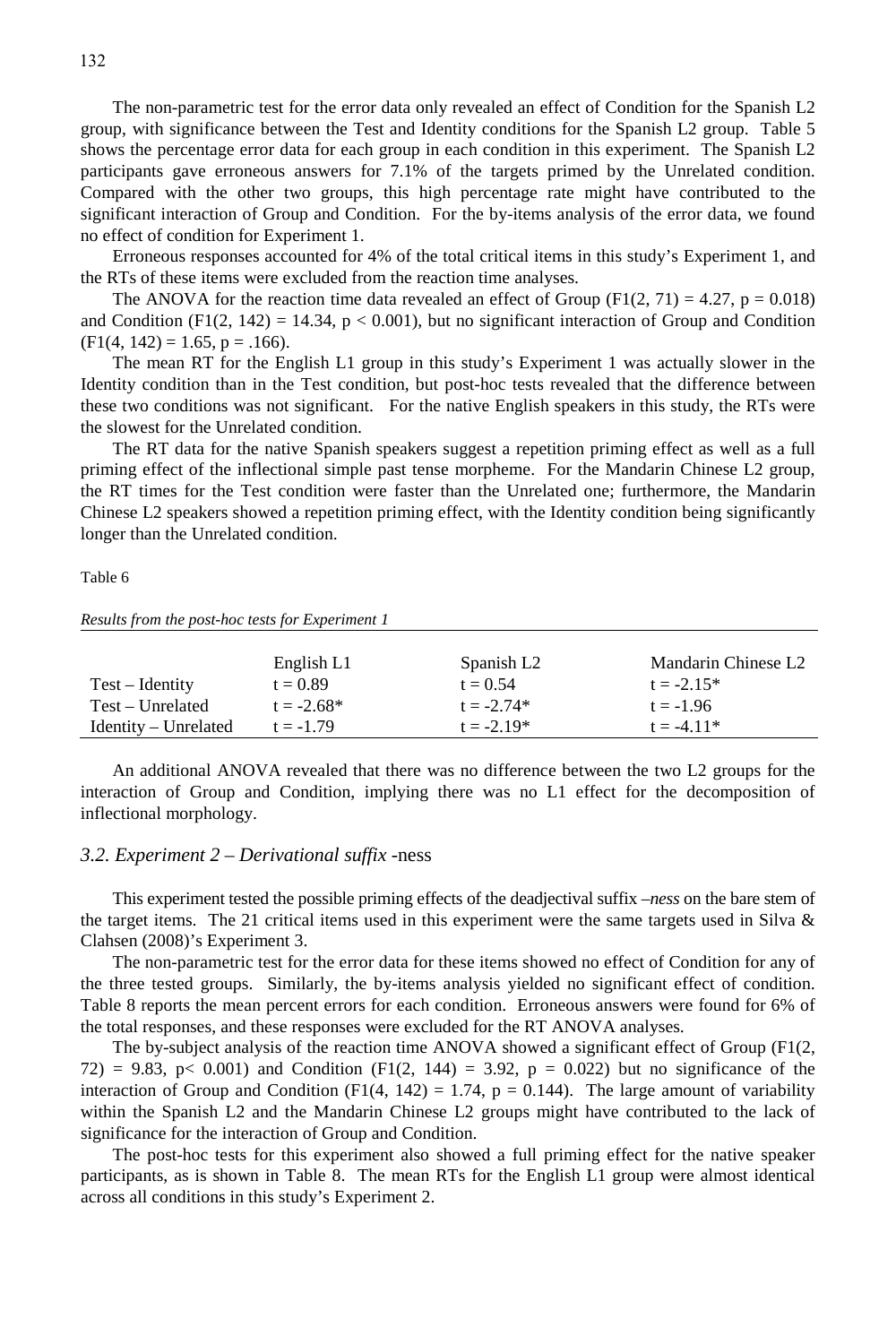The non-parametric test for the error data only revealed an effect of Condition for the Spanish L2 group, with significance between the Test and Identity conditions for the Spanish L2 group. Table 5 shows the percentage error data for each group in each condition in this experiment. The Spanish L2 participants gave erroneous answers for 7.1% of the targets primed by the Unrelated condition. Compared with the other two groups, this high percentage rate might have contributed to the significant interaction of Group and Condition. For the by-items analysis of the error data, we found no effect of condition for Experiment 1.

Erroneous responses accounted for 4% of the total critical items in this study's Experiment 1, and the RTs of these items were excluded from the reaction time analyses.

The ANOVA for the reaction time data revealed an effect of Group ($F1(2, 71) = 4.27$, $p = 0.018$) and Condition ($F1(2, 142) = 14.34$, $p < 0.001$), but no significant interaction of Group and Condition ($F1(4, 142) = 1.65$, $p = .166$).

The mean RT for the English L1 group in this study's Experiment 1 was actually slower in the Identity condition than in the Test condition, but post-hoc tests revealed that the difference between these two conditions was not significant. For the native English speakers in this study, the RTs were the slowest for the Unrelated condition.

The RT data for the native Spanish speakers suggest a repetition priming effect as well as a full priming effect of the inflectional simple past tense morpheme. For the Mandarin Chinese L2 group, the RT times for the Test condition were faster than the Unrelated one; furthermore, the Mandarin Chinese L2 speakers showed a repetition priming effect, with the Identity condition being significantly longer than the Unrelated condition.

Table 6

*Results from the post-hoc tests for Experiment 1*

| | English L1 | Spanish L2 | Mandarin Chinese L2 |
|---|---|---|---|
| Test – Identity | t = 0.89 | t = 0.54 | t = -2.15* |
| Test – Unrelated | t = -2.68* | t = -2.74* | t = -1.96 |
| Identity – Unrelated | t = -1.79 | t = -2.19* | t = -4.11* |

An additional ANOVA revealed that there was no difference between the two L2 groups for the interaction of Group and Condition, implying there was no L1 effect for the decomposition of inflectional morphology.

### 3.2. *Experiment 2 – Derivational suffix* -ness

This experiment tested the possible priming effects of the deadjectival suffix *–ness* on the bare stem of the target items. The 21 critical items used in this experiment were the same targets used in Silva & Clahsen (2008)'s Experiment 3.

The non-parametric test for the error data for these items showed no effect of Condition for any of the three tested groups. Similarly, the by-items analysis yielded no significant effect of condition. Table 8 reports the mean percent errors for each condition. Erroneous answers were found for 6% of the total responses, and these responses were excluded for the RT ANOVA analyses.

The by-subject analysis of the reaction time ANOVA showed a significant effect of Group ($F1(2, 72) = 9.83$, $p < 0.001$) and Condition ($F1(2, 144) = 3.92$, $p = 0.022$) but no significance of the interaction of Group and Condition ($F1(4, 142) = 1.74$, $p = 0.144$). The large amount of variability within the Spanish L2 and the Mandarin Chinese L2 groups might have contributed to the lack of significance for the interaction of Group and Condition.

The post-hoc tests for this experiment also showed a full priming effect for the native speaker participants, as is shown in Table 8. The mean RTs for the English L1 group were almost identical across all conditions in this study's Experiment 2.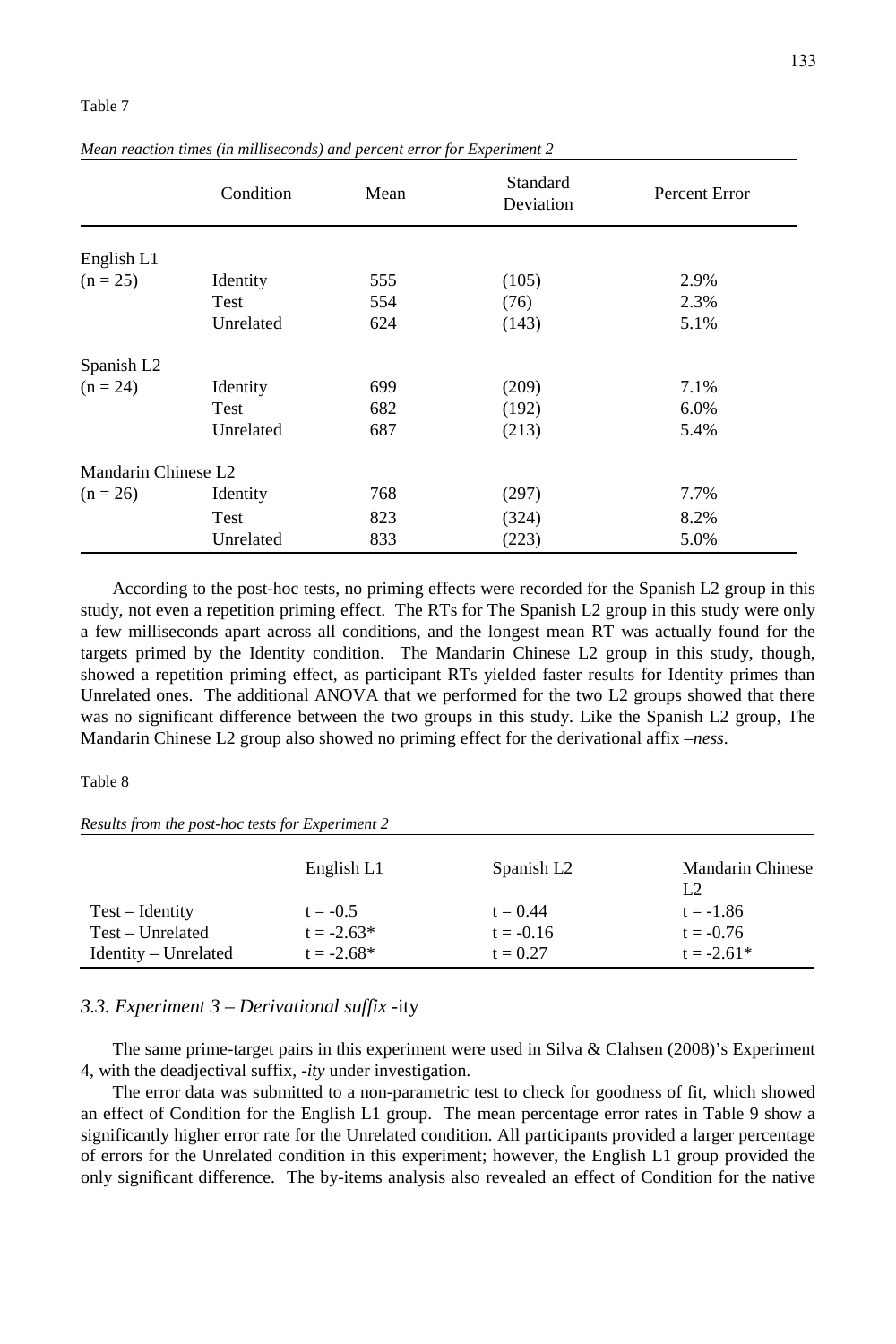Table 7

*Mean reaction times (in milliseconds) and percent error for Experiment 2*

| | Condition | Mean | Standard Deviation | Percent Error |
|---|---|---|---|---|
| English L1 | | | | |
| (n = 25) | Identity | 555 | (105) | 2.9% |
| | Test | 554 | (76) | 2.3% |
| | Unrelated | 624 | (143) | 5.1% |
| Spanish L2 | | | | |
| (n = 24) | Identity | 699 | (209) | 7.1% |
| | Test | 682 | (192) | 6.0% |
| | Unrelated | 687 | (213) | 5.4% |
| Mandarin Chinese L2 | | | | |
| (n = 26) | Identity | 768 | (297) | 7.7% |
| | Test | 823 | (324) | 8.2% |
| | Unrelated | 833 | (223) | 5.0% |

According to the post-hoc tests, no priming effects were recorded for the Spanish L2 group in this study, not even a repetition priming effect. The RTs for The Spanish L2 group in this study were only a few milliseconds apart across all conditions, and the longest mean RT was actually found for the targets primed by the Identity condition. The Mandarin Chinese L2 group in this study, though, showed a repetition priming effect, as participant RTs yielded faster results for Identity primes than Unrelated ones. The additional ANOVA that we performed for the two L2 groups showed that there was no significant difference between the two groups in this study. Like the Spanish L2 group, The Mandarin Chinese L2 group also showed no priming effect for the derivational affix *–ness*.

Table 8

*Results from the post-hoc tests for Experiment 2*

| | English L1 | Spanish L2 | Mandarin Chinese L2 |
|---|---|---|---|
| Test – Identity | t = -0.5 | t = 0.44 | t = -1.86 |
| Test – Unrelated | t = -2.63* | t = -0.16 | t = -0.76 |
| Identity – Unrelated | t = -2.68* | t = 0.27 | t = -2.61* |

### *3.3. Experiment 3 – Derivational suffix* -ity

The same prime-target pairs in this experiment were used in Silva & Clahsen (2008)'s Experiment 4, with the deadjectival suffix, *-ity* under investigation.

The error data was submitted to a non-parametric test to check for goodness of fit, which showed an effect of Condition for the English L1 group. The mean percentage error rates in Table 9 show a significantly higher error rate for the Unrelated condition. All participants provided a larger percentage of errors for the Unrelated condition in this experiment; however, the English L1 group provided the only significant difference. The by-items analysis also revealed an effect of Condition for the native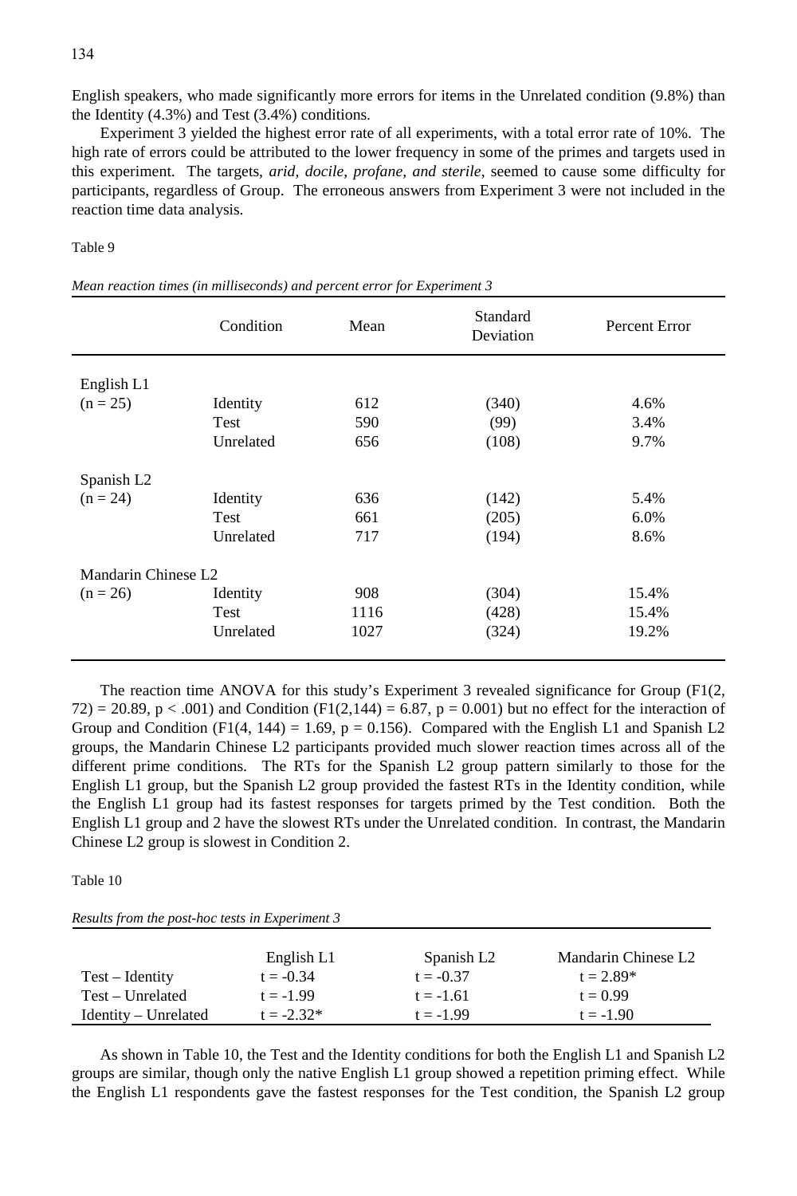English speakers, who made significantly more errors for items in the Unrelated condition (9.8%) than the Identity (4.3%) and Test (3.4%) conditions.

Experiment 3 yielded the highest error rate of all experiments, with a total error rate of 10%. The high rate of errors could be attributed to the lower frequency in some of the primes and targets used in this experiment. The targets, *arid, docile, profane, and sterile*, seemed to cause some difficulty for participants, regardless of Group. The erroneous answers from Experiment 3 were not included in the reaction time data analysis.

Table 9

*Mean reaction times (in milliseconds) and percent error for Experiment 3*

| | Condition | Mean | Standard Deviation | Percent Error |
|---|---|---|---|---|
| English L1 | | | | |
| (n = 25) | Identity | 612 | (340) | 4.6% |
| | Test | 590 | (99) | 3.4% |
| | Unrelated | 656 | (108) | 9.7% |
| Spanish L2 | | | | |
| (n = 24) | Identity | 636 | (142) | 5.4% |
| | Test | 661 | (205) | 6.0% |
| | Unrelated | 717 | (194) | 8.6% |
| Mandarin Chinese L2 | | | | |
| (n = 26) | Identity | 908 | (304) | 15.4% |
| | Test | 1116 | (428) | 15.4% |
| | Unrelated | 1027 | (324) | 19.2% |

The reaction time ANOVA for this study's Experiment 3 revealed significance for Group ($F1(2, 72) = 20.89$, $p < .001$) and Condition ($F1(2,144) = 6.87$, $p = 0.001$) but no effect for the interaction of Group and Condition ($F1(4, 144) = 1.69$, $p = 0.156$). Compared with the English L1 and Spanish L2 groups, the Mandarin Chinese L2 participants provided much slower reaction times across all of the different prime conditions. The RTs for the Spanish L2 group pattern similarly to those for the English L1 group, but the Spanish L2 group provided the fastest RTs in the Identity condition, while the English L1 group had its fastest responses for targets primed by the Test condition. Both the English L1 group and 2 have the slowest RTs under the Unrelated condition. In contrast, the Mandarin Chinese L2 group is slowest in Condition 2.

Table 10

*Results from the post-hoc tests in Experiment 3*

| | English L1 | Spanish L2 | Mandarin Chinese L2 |
|---|---|---|---|
| Test – Identity | $t = -0.34$ | $t = -0.37$ | $t = 2.89$* |
| Test – Unrelated | $t = -1.99$ | $t = -1.61$ | $t = 0.99$ |
| Identity – Unrelated | $t = -2.32$* | $t = -1.99$ | $t = -1.90$ |

As shown in Table 10, the Test and the Identity conditions for both the English L1 and Spanish L2 groups are similar, though only the native English L1 group showed a repetition priming effect. While the English L1 respondents gave the fastest responses for the Test condition, the Spanish L2 group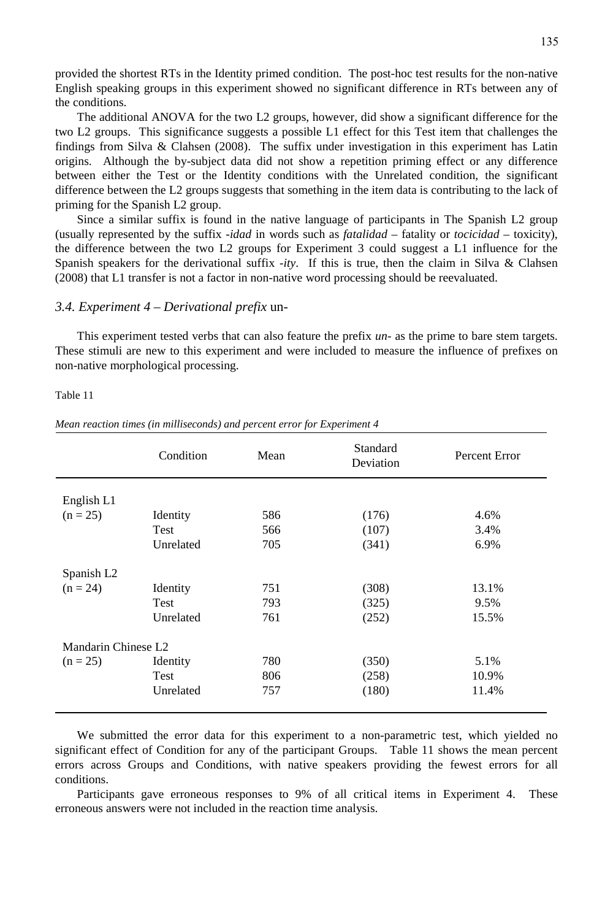provided the shortest RTs in the Identity primed condition. The post-hoc test results for the non-native English speaking groups in this experiment showed no significant difference in RTs between any of the conditions.

The additional ANOVA for the two L2 groups, however, did show a significant difference for the two L2 groups. This significance suggests a possible L1 effect for this Test item that challenges the findings from Silva & Clahsen (2008). The suffix under investigation in this experiment has Latin origins. Although the by-subject data did not show a repetition priming effect or any difference between either the Test or the Identity conditions with the Unrelated condition, the significant difference between the L2 groups suggests that something in the item data is contributing to the lack of priming for the Spanish L2 group.

Since a similar suffix is found in the native language of participants in The Spanish L2 group (usually represented by the suffix *-idad* in words such as *fatalidad* – fatality or *tocicidad* – toxicity), the difference between the two L2 groups for Experiment 3 could suggest a L1 influence for the Spanish speakers for the derivational suffix *-ity*. If this is true, then the claim in Silva & Clahsen (2008) that L1 transfer is not a factor in non-native word processing should be reevaluated.

### *3.4. Experiment 4 – Derivational prefix* un-

This experiment tested verbs that can also feature the prefix *un-* as the prime to bare stem targets. These stimuli are new to this experiment and were included to measure the influence of prefixes on non-native morphological processing.

Table 11

*Mean reaction times (in milliseconds) and percent error for Experiment 4*

| | Condition | Mean | Standard Deviation | Percent Error |
|---|---|---|---|---|
| English L1 | | | | |
| (n = 25) | Identity | 586 | (176) | 4.6% |
| | Test | 566 | (107) | 3.4% |
| | Unrelated | 705 | (341) | 6.9% |
| Spanish L2 | | | | |
| (n = 24) | Identity | 751 | (308) | 13.1% |
| | Test | 793 | (325) | 9.5% |
| | Unrelated | 761 | (252) | 15.5% |
| Mandarin Chinese L2 | | | | |
| (n = 25) | Identity | 780 | (350) | 5.1% |
| | Test | 806 | (258) | 10.9% |
| | Unrelated | 757 | (180) | 11.4% |

We submitted the error data for this experiment to a non-parametric test, which yielded no significant effect of Condition for any of the participant Groups. Table 11 shows the mean percent errors across Groups and Conditions, with native speakers providing the fewest errors for all conditions.

Participants gave erroneous responses to 9% of all critical items in Experiment 4. These erroneous answers were not included in the reaction time analysis.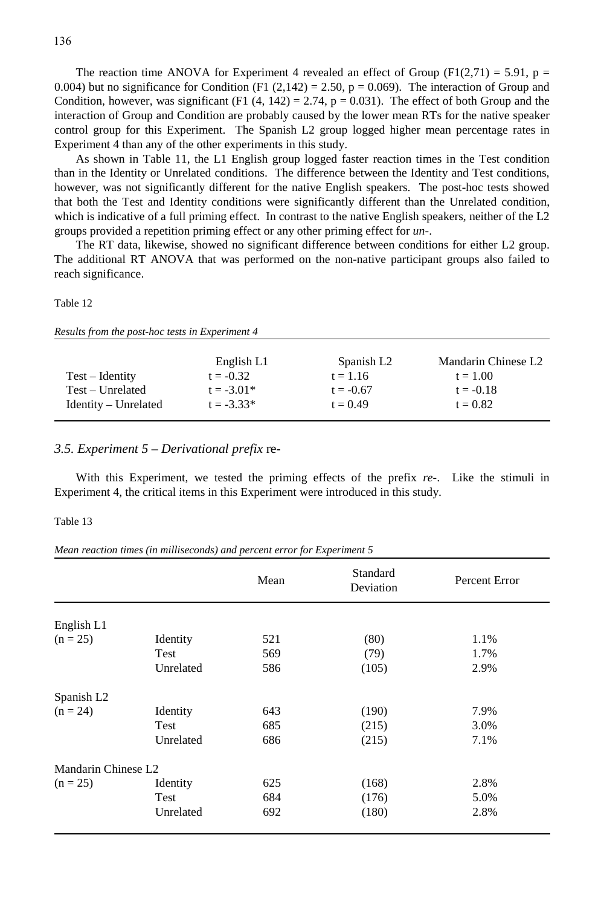The reaction time ANOVA for Experiment 4 revealed an effect of Group ($F1(2,71) = 5.91$, $p = 0.004$) but no significance for Condition ($F1\ (2,142) = 2.50$, $p = 0.069$). The interaction of Group and Condition, however, was significant ($F1\ (4,\ 142) = 2.74$, $p = 0.031$). The effect of both Group and the interaction of Group and Condition are probably caused by the lower mean RTs for the native speaker control group for this Experiment. The Spanish L2 group logged higher mean percentage rates in Experiment 4 than any of the other experiments in this study.

As shown in Table 11, the L1 English group logged faster reaction times in the Test condition than in the Identity or Unrelated conditions. The difference between the Identity and Test conditions, however, was not significantly different for the native English speakers. The post-hoc tests showed that both the Test and Identity conditions were significantly different than the Unrelated condition, which is indicative of a full priming effect. In contrast to the native English speakers, neither of the L2 groups provided a repetition priming effect or any other priming effect for *un-*.

The RT data, likewise, showed no significant difference between conditions for either L2 group. The additional RT ANOVA that was performed on the non-native participant groups also failed to reach significance.

Table 12

*Results from the post-hoc tests in Experiment 4*

| | English L1 | Spanish L2 | Mandarin Chinese L2 |
|---|---|---|---|
| Test – Identity | t = -0.32 | t = 1.16 | t = 1.00 |
| Test – Unrelated | t = -3.01* | t = -0.67 | t = -0.18 |
| Identity – Unrelated | t = -3.33* | t = 0.49 | t = 0.82 |

### *3.5. Experiment 5 – Derivational prefix* re-

With this Experiment, we tested the priming effects of the prefix *re-*. Like the stimuli in Experiment 4, the critical items in this Experiment were introduced in this study.

Table 13

*Mean reaction times (in milliseconds) and percent error for Experiment 5*

| | | Mean | Standard Deviation | Percent Error |
|---|---|---|---|---|
| English L1 | | | | |
| (n = 25) | Identity | 521 | (80) | 1.1% |
| | Test | 569 | (79) | 1.7% |
| | Unrelated | 586 | (105) | 2.9% |
| Spanish L2 | | | | |
| (n = 24) | Identity | 643 | (190) | 7.9% |
| | Test | 685 | (215) | 3.0% |
| | Unrelated | 686 | (215) | 7.1% |
| Mandarin Chinese L2 | | | | |
| (n = 25) | Identity | 625 | (168) | 2.8% |
| | Test | 684 | (176) | 5.0% |
| | Unrelated | 692 | (180) | 2.8% |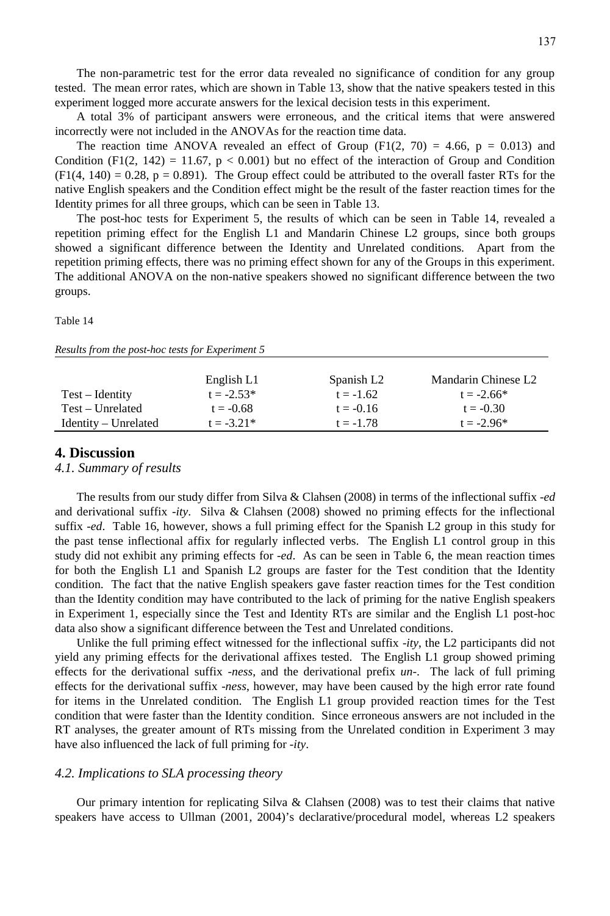The non-parametric test for the error data revealed no significance of condition for any group tested. The mean error rates, which are shown in Table 13, show that the native speakers tested in this experiment logged more accurate answers for the lexical decision tests in this experiment.

A total 3% of participant answers were erroneous, and the critical items that were answered incorrectly were not included in the ANOVAs for the reaction time data.

The reaction time ANOVA revealed an effect of Group ($F1(2, 70) = 4.66$, $p = 0.013$) and Condition ($F1(2, 142) = 11.67$, $p < 0.001$) but no effect of the interaction of Group and Condition ($F1(4, 140) = 0.28$, $p = 0.891$). The Group effect could be attributed to the overall faster RTs for the native English speakers and the Condition effect might be the result of the faster reaction times for the Identity primes for all three groups, which can be seen in Table 13.

The post-hoc tests for Experiment 5, the results of which can be seen in Table 14, revealed a repetition priming effect for the English L1 and Mandarin Chinese L2 groups, since both groups showed a significant difference between the Identity and Unrelated conditions. Apart from the repetition priming effects, there was no priming effect shown for any of the Groups in this experiment. The additional ANOVA on the non-native speakers showed no significant difference between the two groups.

Table 14

*Results from the post-hoc tests for Experiment 5*

| | English L1 | Spanish L2 | Mandarin Chinese L2 |
|---|---|---|---|
| Test – Identity | t = -2.53* | t = -1.62 | t = -2.66* |
| Test – Unrelated | t = -0.68 | t = -0.16 | t = -0.30 |
| Identity – Unrelated | t = -3.21* | t = -1.78 | t = -2.96* |

## 4. Discussion

### *4.1. Summary of results*

The results from our study differ from Silva & Clahsen (2008) in terms of the inflectional suffix *-ed* and derivational suffix *-ity*. Silva & Clahsen (2008) showed no priming effects for the inflectional suffix *-ed*. Table 16, however, shows a full priming effect for the Spanish L2 group in this study for the past tense inflectional affix for regularly inflected verbs. The English L1 control group in this study did not exhibit any priming effects for *-ed*. As can be seen in Table 6, the mean reaction times for both the English L1 and Spanish L2 groups are faster for the Test condition that the Identity condition. The fact that the native English speakers gave faster reaction times for the Test condition than the Identity condition may have contributed to the lack of priming for the native English speakers in Experiment 1, especially since the Test and Identity RTs are similar and the English L1 post-hoc data also show a significant difference between the Test and Unrelated conditions.

Unlike the full priming effect witnessed for the inflectional suffix *-ity*, the L2 participants did not yield any priming effects for the derivational affixes tested. The English L1 group showed priming effects for the derivational suffix *-ness*, and the derivational prefix *un-*. The lack of full priming effects for the derivational suffix *-ness*, however, may have been caused by the high error rate found for items in the Unrelated condition. The English L1 group provided reaction times for the Test condition that were faster than the Identity condition. Since erroneous answers are not included in the RT analyses, the greater amount of RTs missing from the Unrelated condition in Experiment 3 may have also influenced the lack of full priming for *-ity*.

### *4.2. Implications to SLA processing theory*

Our primary intention for replicating Silva & Clahsen (2008) was to test their claims that native speakers have access to Ullman (2001, 2004)'s declarative/procedural model, whereas L2 speakers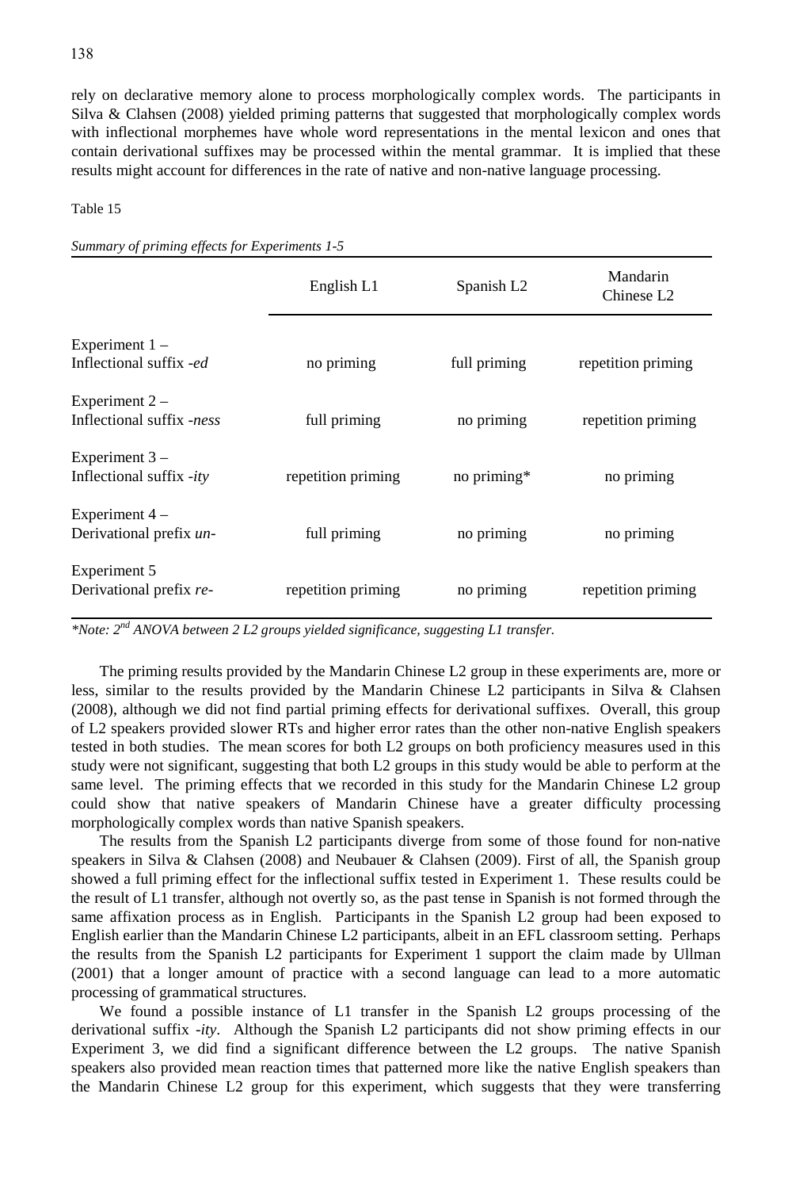rely on declarative memory alone to process morphologically complex words. The participants in Silva & Clahsen (2008) yielded priming patterns that suggested that morphologically complex words with inflectional morphemes have whole word representations in the mental lexicon and ones that contain derivational suffixes may be processed within the mental grammar. It is implied that these results might account for differences in the rate of native and non-native language processing.

Table 15

*Summary of priming effects for Experiments 1-5*

| | English L1 | Spanish L2 | Mandarin Chinese L2 |
|---|---|---|---|
| Experiment 1 – Inflectional suffix *-ed* | no priming | full priming | repetition priming |
| Experiment 2 – Inflectional suffix *-ness* | full priming | no priming | repetition priming |
| Experiment 3 – Inflectional suffix *-ity* | repetition priming | no priming* | no priming |
| Experiment 4 – Derivational prefix *un-* | full priming | no priming | no priming |
| Experiment 5 Derivational prefix *re-* | repetition priming | no priming | repetition priming |

*\*Note: 2nd ANOVA between 2 L2 groups yielded significance, suggesting L1 transfer.*

The priming results provided by the Mandarin Chinese L2 group in these experiments are, more or less, similar to the results provided by the Mandarin Chinese L2 participants in Silva & Clahsen (2008), although we did not find partial priming effects for derivational suffixes. Overall, this group of L2 speakers provided slower RTs and higher error rates than the other non-native English speakers tested in both studies. The mean scores for both L2 groups on both proficiency measures used in this study were not significant, suggesting that both L2 groups in this study would be able to perform at the same level. The priming effects that we recorded in this study for the Mandarin Chinese L2 group could show that native speakers of Mandarin Chinese have a greater difficulty processing morphologically complex words than native Spanish speakers.

The results from the Spanish L2 participants diverge from some of those found for non-native speakers in Silva & Clahsen (2008) and Neubauer & Clahsen (2009). First of all, the Spanish group showed a full priming effect for the inflectional suffix tested in Experiment 1. These results could be the result of L1 transfer, although not overtly so, as the past tense in Spanish is not formed through the same affixation process as in English. Participants in the Spanish L2 group had been exposed to English earlier than the Mandarin Chinese L2 participants, albeit in an EFL classroom setting. Perhaps the results from the Spanish L2 participants for Experiment 1 support the claim made by Ullman (2001) that a longer amount of practice with a second language can lead to a more automatic processing of grammatical structures.

We found a possible instance of L1 transfer in the Spanish L2 groups processing of the derivational suffix *-ity*. Although the Spanish L2 participants did not show priming effects in our Experiment 3, we did find a significant difference between the L2 groups. The native Spanish speakers also provided mean reaction times that patterned more like the native English speakers than the Mandarin Chinese L2 group for this experiment, which suggests that they were transferring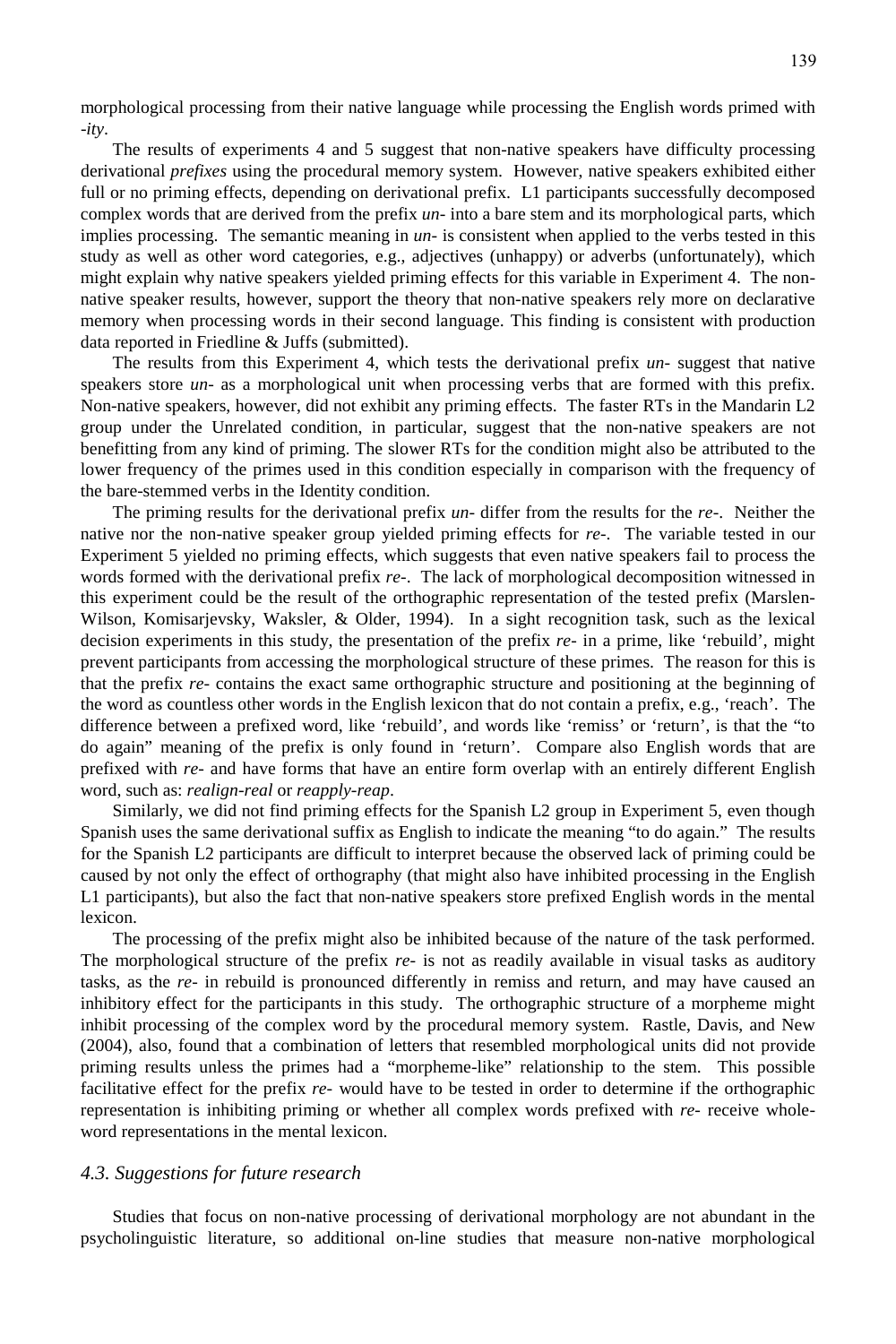morphological processing from their native language while processing the English words primed with *-ity*.

The results of experiments 4 and 5 suggest that non-native speakers have difficulty processing derivational *prefixes* using the procedural memory system. However, native speakers exhibited either full or no priming effects, depending on derivational prefix. L1 participants successfully decomposed complex words that are derived from the prefix *un-* into a bare stem and its morphological parts, which implies processing. The semantic meaning in *un-* is consistent when applied to the verbs tested in this study as well as other word categories, e.g., adjectives (unhappy) or adverbs (unfortunately), which might explain why native speakers yielded priming effects for this variable in Experiment 4. The non-native speaker results, however, support the theory that non-native speakers rely more on declarative memory when processing words in their second language. This finding is consistent with production data reported in Friedline & Juffs (submitted).

The results from this Experiment 4, which tests the derivational prefix *un-* suggest that native speakers store *un-* as a morphological unit when processing verbs that are formed with this prefix. Non-native speakers, however, did not exhibit any priming effects. The faster RTs in the Mandarin L2 group under the Unrelated condition, in particular, suggest that the non-native speakers are not benefitting from any kind of priming. The slower RTs for the condition might also be attributed to the lower frequency of the primes used in this condition especially in comparison with the frequency of the bare-stemmed verbs in the Identity condition.

The priming results for the derivational prefix *un-* differ from the results for the *re-*. Neither the native nor the non-native speaker group yielded priming effects for *re-*. The variable tested in our Experiment 5 yielded no priming effects, which suggests that even native speakers fail to process the words formed with the derivational prefix *re-*. The lack of morphological decomposition witnessed in this experiment could be the result of the orthographic representation of the tested prefix (Marslen-Wilson, Komisarjevsky, Waksler, & Older, 1994). In a sight recognition task, such as the lexical decision experiments in this study, the presentation of the prefix *re-* in a prime, like 'rebuild', might prevent participants from accessing the morphological structure of these primes. The reason for this is that the prefix *re-* contains the exact same orthographic structure and positioning at the beginning of the word as countless other words in the English lexicon that do not contain a prefix, e.g., 'reach'. The difference between a prefixed word, like 'rebuild', and words like 'remiss' or 'return', is that the "to do again" meaning of the prefix is only found in 'return'. Compare also English words that are prefixed with *re-* and have forms that have an entire form overlap with an entirely different English word, such as: *realign-real* or *reapply-reap*.

Similarly, we did not find priming effects for the Spanish L2 group in Experiment 5, even though Spanish uses the same derivational suffix as English to indicate the meaning "to do again." The results for the Spanish L2 participants are difficult to interpret because the observed lack of priming could be caused by not only the effect of orthography (that might also have inhibited processing in the English L1 participants), but also the fact that non-native speakers store prefixed English words in the mental lexicon.

The processing of the prefix might also be inhibited because of the nature of the task performed. The morphological structure of the prefix *re-* is not as readily available in visual tasks as auditory tasks, as the *re-* in rebuild is pronounced differently in remiss and return, and may have caused an inhibitory effect for the participants in this study. The orthographic structure of a morpheme might inhibit processing of the complex word by the procedural memory system. Rastle, Davis, and New (2004), also, found that a combination of letters that resembled morphological units did not provide priming results unless the primes had a "morpheme-like" relationship to the stem. This possible facilitative effect for the prefix *re-* would have to be tested in order to determine if the orthographic representation is inhibiting priming or whether all complex words prefixed with *re-* receive whole-word representations in the mental lexicon.

### *4.3. Suggestions for future research*

Studies that focus on non-native processing of derivational morphology are not abundant in the psycholinguistic literature, so additional on-line studies that measure non-native morphological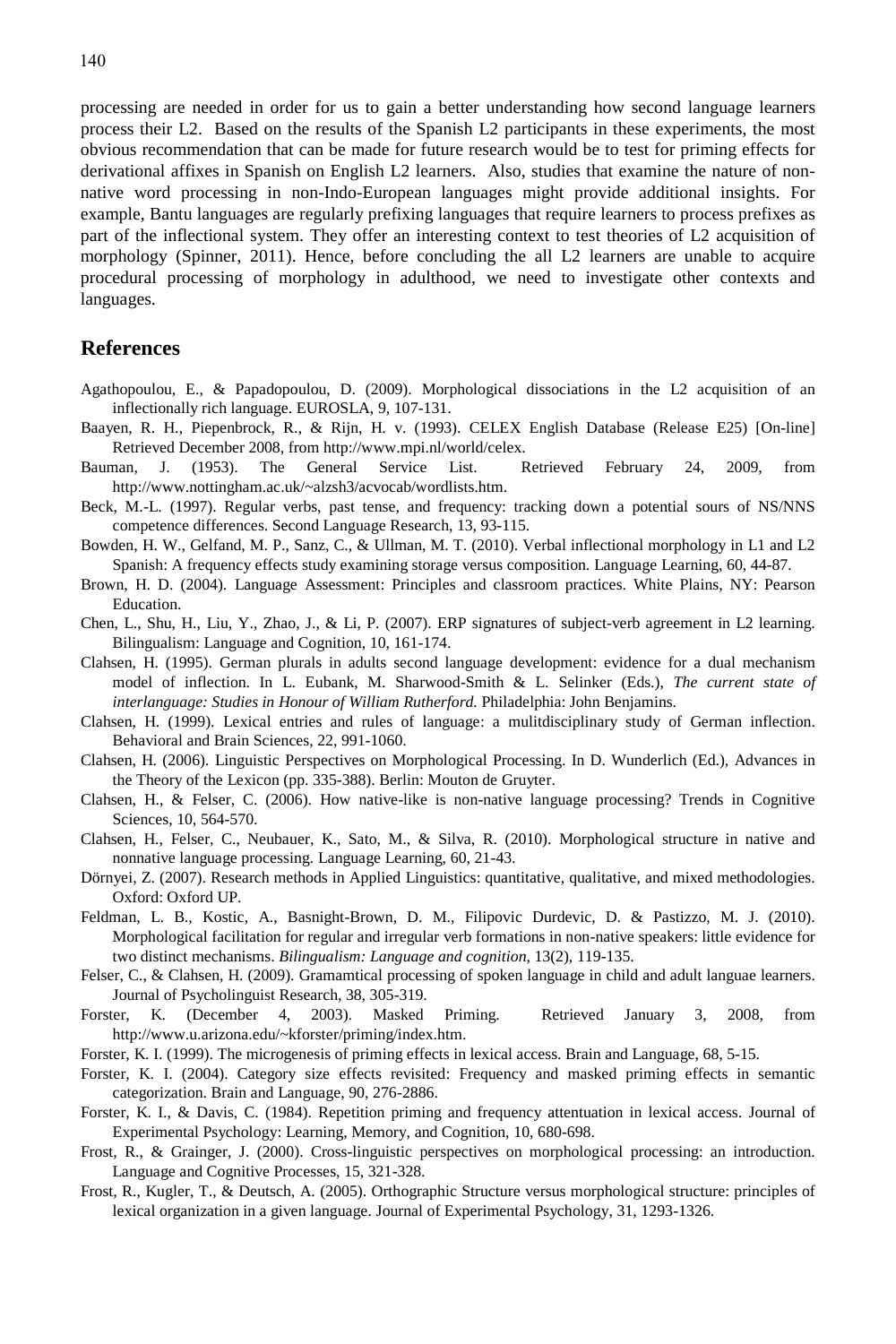processing are needed in order for us to gain a better understanding how second language learners process their L2. Based on the results of the Spanish L2 participants in these experiments, the most obvious recommendation that can be made for future research would be to test for priming effects for derivational affixes in Spanish on English L2 learners. Also, studies that examine the nature of non-native word processing in non-Indo-European languages might provide additional insights. For example, Bantu languages are regularly prefixing languages that require learners to process prefixes as part of the inflectional system. They offer an interesting context to test theories of L2 acquisition of morphology (Spinner, 2011). Hence, before concluding the all L2 learners are unable to acquire procedural processing of morphology in adulthood, we need to investigate other contexts and languages.

## References

Agathopoulou, E., & Papadopoulou, D. (2009). Morphological dissociations in the L2 acquisition of an inflectionally rich language. EUROSLA, 9, 107-131.

Baayen, R. H., Piepenbrock, R., & Rijn, H. v. (1993). CELEX English Database (Release E25) [On-line] Retrieved December 2008, from http://www.mpi.nl/world/celex.

Bauman, J. (1953). The General Service List. Retrieved February 24, 2009, from http://www.nottingham.ac.uk/~alzsh3/acvocab/wordlists.htm.

Beck, M.-L. (1997). Regular verbs, past tense, and frequency: tracking down a potential sours of NS/NNS competence differences. Second Language Research, 13, 93-115.

Bowden, H. W., Gelfand, M. P., Sanz, C., & Ullman, M. T. (2010). Verbal inflectional morphology in L1 and L2 Spanish: A frequency effects study examining storage versus composition. Language Learning, 60, 44-87.

Brown, H. D. (2004). Language Assessment: Principles and classroom practices. White Plains, NY: Pearson Education.

Chen, L., Shu, H., Liu, Y., Zhao, J., & Li, P. (2007). ERP signatures of subject-verb agreement in L2 learning. Bilingualism: Language and Cognition, 10, 161-174.

Clahsen, H. (1995). German plurals in adults second language development: evidence for a dual mechanism model of inflection. In L. Eubank, M. Sharwood-Smith & L. Selinker (Eds.), *The current state of interlanguage: Studies in Honour of William Rutherford.* Philadelphia: John Benjamins.

Clahsen, H. (1999). Lexical entries and rules of language: a mulitdisciplinary study of German inflection. Behavioral and Brain Sciences, 22, 991-1060.

Clahsen, H. (2006). Linguistic Perspectives on Morphological Processing. In D. Wunderlich (Ed.), Advances in the Theory of the Lexicon (pp. 335-388). Berlin: Mouton de Gruyter.

Clahsen, H., & Felser, C. (2006). How native-like is non-native language processing? Trends in Cognitive Sciences, 10, 564-570.

Clahsen, H., Felser, C., Neubauer, K., Sato, M., & Silva, R. (2010). Morphological structure in native and nonnative language processing. Language Learning, 60, 21-43.

Dörnyei, Z. (2007). Research methods in Applied Linguistics: quantitative, qualitative, and mixed methodologies. Oxford: Oxford UP.

Feldman, L. B., Kostic, A., Basnight-Brown, D. M., Filipovic Durdevic, D. & Pastizzo, M. J. (2010). Morphological facilitation for regular and irregular verb formations in non-native speakers: little evidence for two distinct mechanisms. *Bilingualism: Language and cognition,* 13(2), 119-135.

Felser, C., & Clahsen, H. (2009). Gramamtical processing of spoken language in child and adult languae learners. Journal of Psycholinguist Research, 38, 305-319.

Forster, K. (December 4, 2003). Masked Priming. Retrieved January 3, 2008, from http://www.u.arizona.edu/~kforster/priming/index.htm.

Forster, K. I. (1999). The microgenesis of priming effects in lexical access. Brain and Language, 68, 5-15.

Forster, K. I. (2004). Category size effects revisited: Frequency and masked priming effects in semantic categorization. Brain and Language, 90, 276-2886.

Forster, K. I., & Davis, C. (1984). Repetition priming and frequency attentuation in lexical access. Journal of Experimental Psychology: Learning, Memory, and Cognition, 10, 680-698.

Frost, R., & Grainger, J. (2000). Cross-linguistic perspectives on morphological processing: an introduction. Language and Cognitive Processes, 15, 321-328.

Frost, R., Kugler, T., & Deutsch, A. (2005). Orthographic Structure versus morphological structure: principles of lexical organization in a given language. Journal of Experimental Psychology, 31, 1293-1326.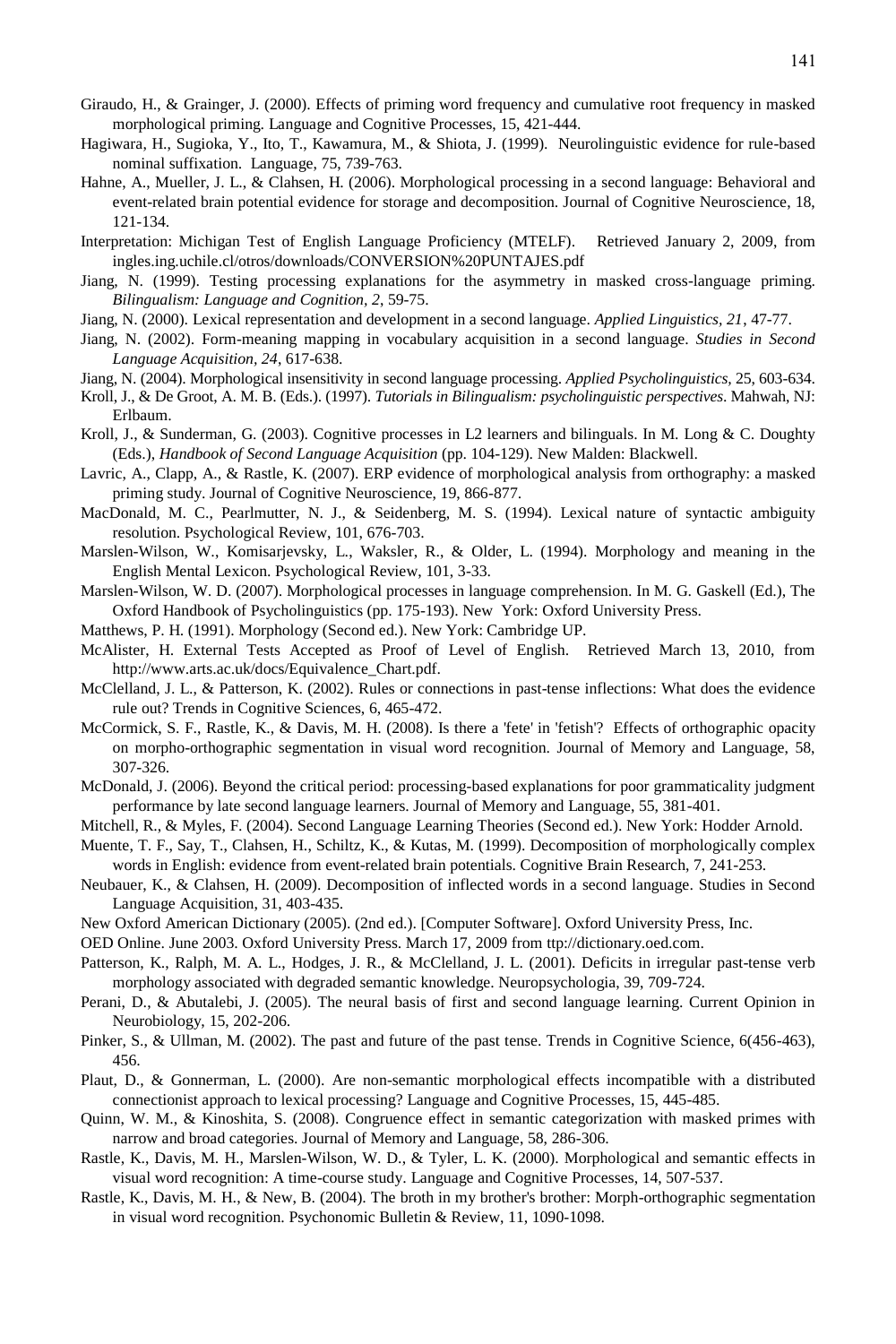Giraudo, H., & Grainger, J. (2000). Effects of priming word frequency and cumulative root frequency in masked morphological priming. Language and Cognitive Processes, 15, 421-444.

Hagiwara, H., Sugioka, Y., Ito, T., Kawamura, M., & Shiota, J. (1999). Neurolinguistic evidence for rule-based nominal suffixation. Language, 75, 739-763.

Hahne, A., Mueller, J. L., & Clahsen, H. (2006). Morphological processing in a second language: Behavioral and event-related brain potential evidence for storage and decomposition. Journal of Cognitive Neuroscience, 18, 121-134.

Interpretation: Michigan Test of English Language Proficiency (MTELF). Retrieved January 2, 2009, from ingles.ing.uchile.cl/otros/downloads/CONVERSION%20PUNTAJES.pdf

Jiang, N. (1999). Testing processing explanations for the asymmetry in masked cross-language priming. *Bilingualism: Language and Cognition, 2*, 59-75.

Jiang, N. (2000). Lexical representation and development in a second language. *Applied Linguistics, 21*, 47-77.

Jiang, N. (2002). Form-meaning mapping in vocabulary acquisition in a second language. *Studies in Second Language Acquisition, 24*, 617-638.

Jiang, N. (2004). Morphological insensitivity in second language processing. *Applied Psycholinguistics*, 25, 603-634.

Kroll, J., & De Groot, A. M. B. (Eds.). (1997). *Tutorials in Bilingualism: psycholinguistic perspectives*. Mahwah, NJ: Erlbaum.

Kroll, J., & Sunderman, G. (2003). Cognitive processes in L2 learners and bilinguals. In M. Long & C. Doughty (Eds.), *Handbook of Second Language Acquisition* (pp. 104-129). New Malden: Blackwell.

Lavric, A., Clapp, A., & Rastle, K. (2007). ERP evidence of morphological analysis from orthography: a masked priming study. Journal of Cognitive Neuroscience, 19, 866-877.

MacDonald, M. C., Pearlmutter, N. J., & Seidenberg, M. S. (1994). Lexical nature of syntactic ambiguity resolution. Psychological Review, 101, 676-703.

Marslen-Wilson, W., Komisarjevsky, L., Waksler, R., & Older, L. (1994). Morphology and meaning in the English Mental Lexicon. Psychological Review, 101, 3-33.

Marslen-Wilson, W. D. (2007). Morphological processes in language comprehension. In M. G. Gaskell (Ed.), The Oxford Handbook of Psycholinguistics (pp. 175-193). New York: Oxford University Press.

Matthews, P. H. (1991). Morphology (Second ed.). New York: Cambridge UP.

McAlister, H. External Tests Accepted as Proof of Level of English. Retrieved March 13, 2010, from http://www.arts.ac.uk/docs/Equivalence_Chart.pdf.

McClelland, J. L., & Patterson, K. (2002). Rules or connections in past-tense inflections: What does the evidence rule out? Trends in Cognitive Sciences, 6, 465-472.

McCormick, S. F., Rastle, K., & Davis, M. H. (2008). Is there a 'fete' in 'fetish'? Effects of orthographic opacity on morpho-orthographic segmentation in visual word recognition. Journal of Memory and Language, 58, 307-326.

McDonald, J. (2006). Beyond the critical period: processing-based explanations for poor grammaticality judgment performance by late second language learners. Journal of Memory and Language, 55, 381-401.

Mitchell, R., & Myles, F. (2004). Second Language Learning Theories (Second ed.). New York: Hodder Arnold.

Muente, T. F., Say, T., Clahsen, H., Schiltz, K., & Kutas, M. (1999). Decomposition of morphologically complex words in English: evidence from event-related brain potentials. Cognitive Brain Research, 7, 241-253.

Neubauer, K., & Clahsen, H. (2009). Decomposition of inflected words in a second language. Studies in Second Language Acquisition, 31, 403-435.

New Oxford American Dictionary (2005). (2nd ed.). [Computer Software]. Oxford University Press, Inc.

OED Online. June 2003. Oxford University Press. March 17, 2009 from ttp://dictionary.oed.com.

Patterson, K., Ralph, M. A. L., Hodges, J. R., & McClelland, J. L. (2001). Deficits in irregular past-tense verb morphology associated with degraded semantic knowledge. Neuropsychologia, 39, 709-724.

Perani, D., & Abutalebi, J. (2005). The neural basis of first and second language learning. Current Opinion in Neurobiology, 15, 202-206.

Pinker, S., & Ullman, M. (2002). The past and future of the past tense. Trends in Cognitive Science, 6(456-463), 456.

Plaut, D., & Gonnerman, L. (2000). Are non-semantic morphological effects incompatible with a distributed connectionist approach to lexical processing? Language and Cognitive Processes, 15, 445-485.

Quinn, W. M., & Kinoshita, S. (2008). Congruence effect in semantic categorization with masked primes with narrow and broad categories. Journal of Memory and Language, 58, 286-306.

Rastle, K., Davis, M. H., Marslen-Wilson, W. D., & Tyler, L. K. (2000). Morphological and semantic effects in visual word recognition: A time-course study. Language and Cognitive Processes, 14, 507-537.

Rastle, K., Davis, M. H., & New, B. (2004). The broth in my brother's brother: Morph-orthographic segmentation in visual word recognition. Psychonomic Bulletin & Review, 11, 1090-1098.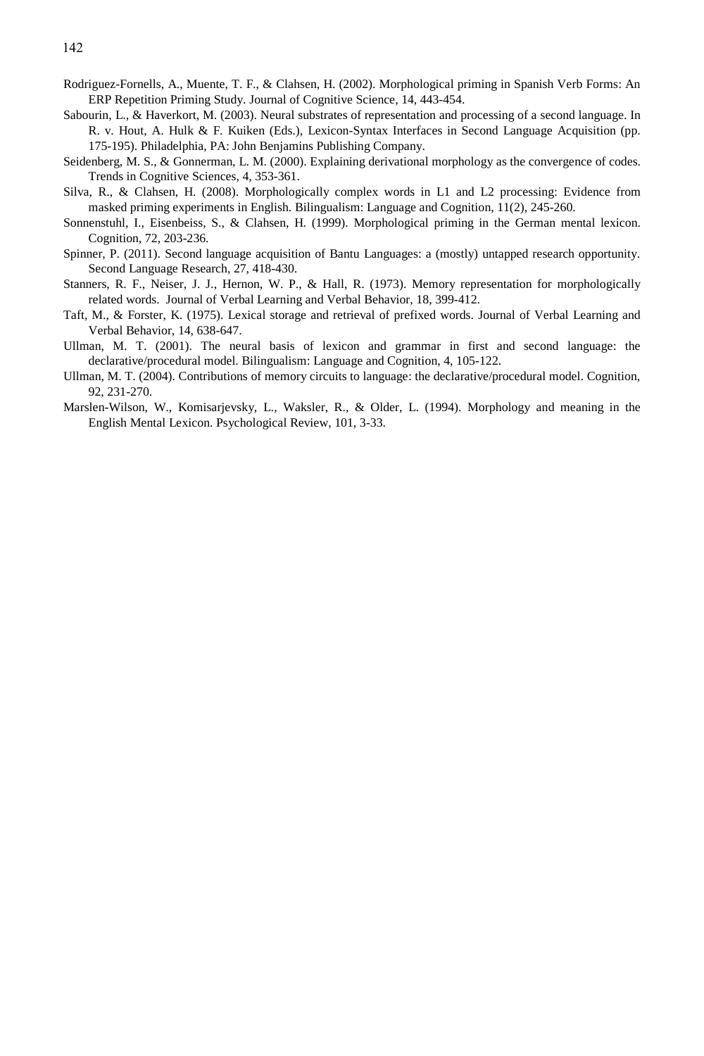Rodriguez-Fornells, A., Muente, T. F., & Clahsen, H. (2002). Morphological priming in Spanish Verb Forms: An ERP Repetition Priming Study. Journal of Cognitive Science, 14, 443-454.

Sabourin, L., & Haverkort, M. (2003). Neural substrates of representation and processing of a second language. In R. v. Hout, A. Hulk & F. Kuiken (Eds.), Lexicon-Syntax Interfaces in Second Language Acquisition (pp. 175-195). Philadelphia, PA: John Benjamins Publishing Company.

Seidenberg, M. S., & Gonnerman, L. M. (2000). Explaining derivational morphology as the convergence of codes. Trends in Cognitive Sciences, 4, 353-361.

Silva, R., & Clahsen, H. (2008). Morphologically complex words in L1 and L2 processing: Evidence from masked priming experiments in English. Bilingualism: Language and Cognition, 11(2), 245-260.

Sonnenstuhl, I., Eisenbeiss, S., & Clahsen, H. (1999). Morphological priming in the German mental lexicon. Cognition, 72, 203-236.

Spinner, P. (2011). Second language acquisition of Bantu Languages: a (mostly) untapped research opportunity. Second Language Research, 27, 418-430.

Stanners, R. F., Neiser, J. J., Hernon, W. P., & Hall, R. (1973). Memory representation for morphologically related words. Journal of Verbal Learning and Verbal Behavior, 18, 399-412.

Taft, M., & Forster, K. (1975). Lexical storage and retrieval of prefixed words. Journal of Verbal Learning and Verbal Behavior, 14, 638-647.

Ullman, M. T. (2001). The neural basis of lexicon and grammar in first and second language: the declarative/procedural model. Bilingualism: Language and Cognition, 4, 105-122.

Ullman, M. T. (2004). Contributions of memory circuits to language: the declarative/procedural model. Cognition, 92, 231-270.

Marslen-Wilson, W., Komisarjevsky, L., Waksler, R., & Older, L. (1994). Morphology and meaning in the English Mental Lexicon. Psychological Review, 101, 3-33.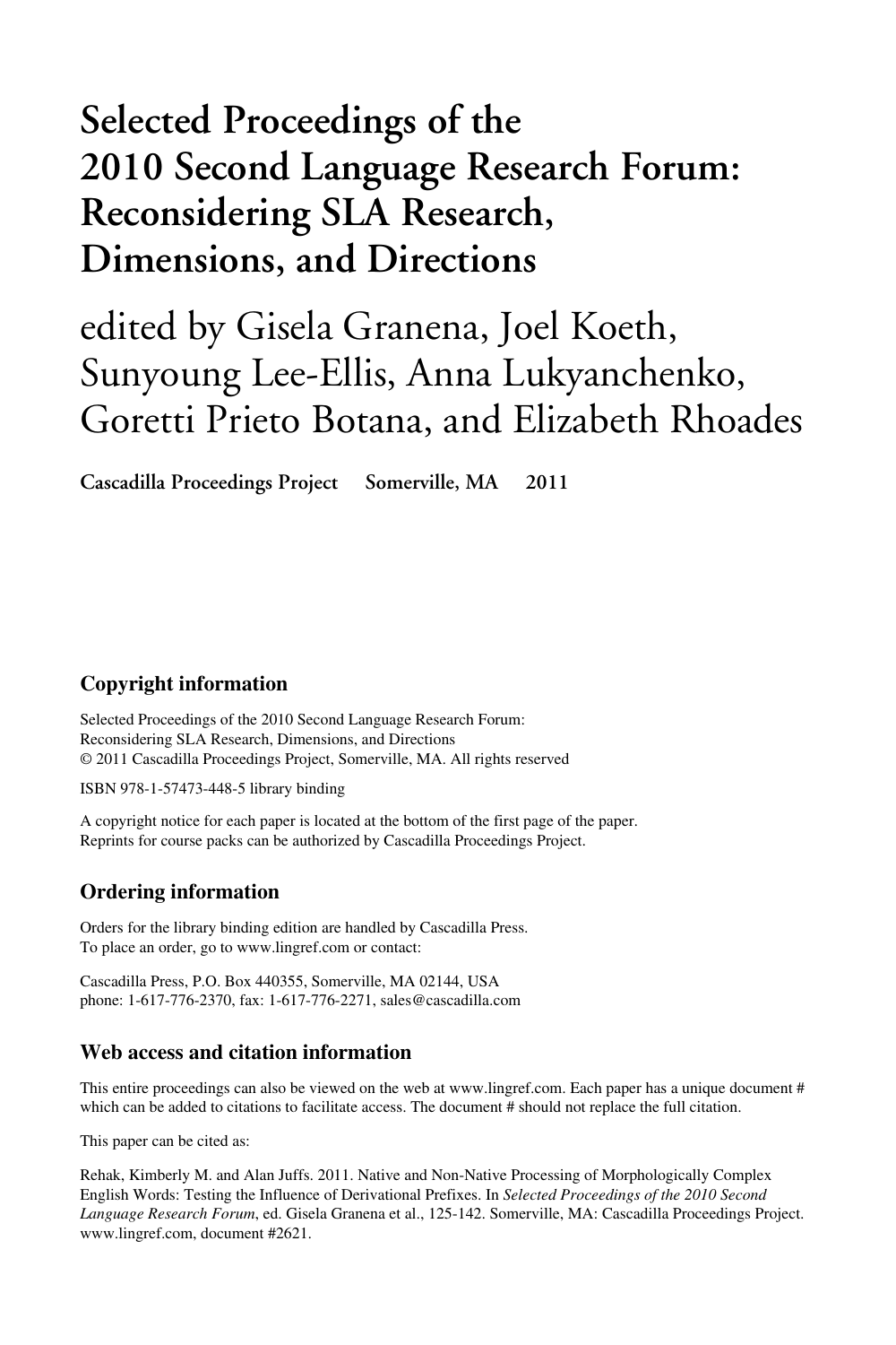# Selected Proceedings of the 2010 Second Language Research Forum: Reconsidering SLA Research, Dimensions, and Directions

edited by Gisela Granena, Joel Koeth, Sunyoung Lee-Ellis, Anna Lukyanchenko, Goretti Prieto Botana, and Elizabeth Rhoades

**Cascadilla Proceedings Project Somerville, MA 2011**

## Copyright information

Selected Proceedings of the 2010 Second Language Research Forum:
Reconsidering SLA Research, Dimensions, and Directions
© 2011 Cascadilla Proceedings Project, Somerville, MA. All rights reserved

ISBN 978-1-57473-448-5 library binding

A copyright notice for each paper is located at the bottom of the first page of the paper.
Reprints for course packs can be authorized by Cascadilla Proceedings Project.

## Ordering information

Orders for the library binding edition are handled by Cascadilla Press.
To place an order, go to www.lingref.com or contact:

Cascadilla Press, P.O. Box 440355, Somerville, MA 02144, USA
phone: 1-617-776-2370, fax: 1-617-776-2271, sales@cascadilla.com

## Web access and citation information

This entire proceedings can also be viewed on the web at www.lingref.com. Each paper has a unique document # which can be added to citations to facilitate access. The document # should not replace the full citation.

This paper can be cited as:

Rehak, Kimberly M. and Alan Juffs. 2011. Native and Non-Native Processing of Morphologically Complex English Words: Testing the Influence of Derivational Prefixes. In *Selected Proceedings of the 2010 Second Language Research Forum*, ed. Gisela Granena et al., 125-142. Somerville, MA: Cascadilla Proceedings Project. www.lingref.com, document #2621.